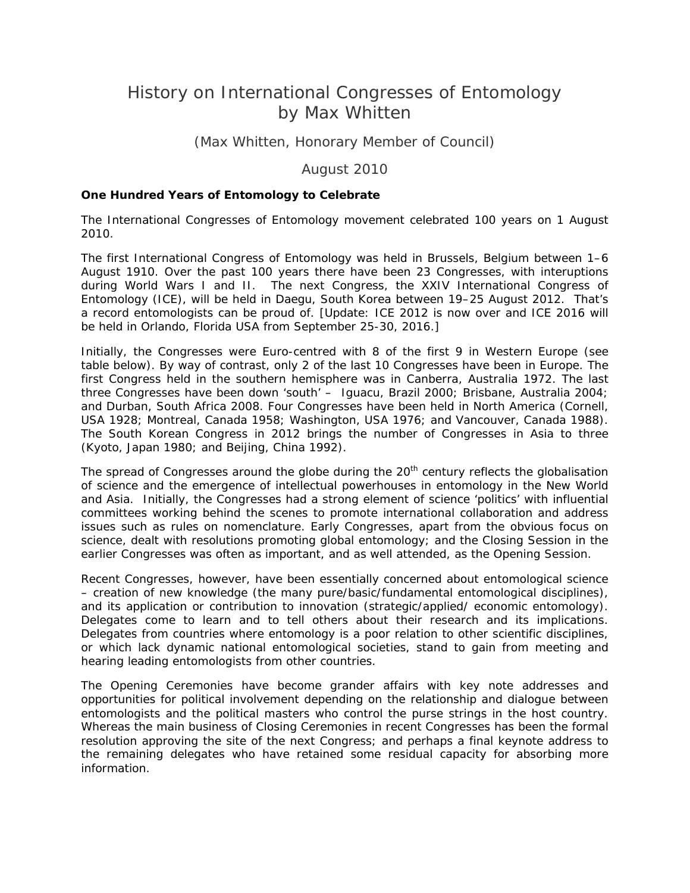# History on International Congresses of Entomology by Max Whitten

(Max Whitten, Honorary Member of Council)

August 2010

**One Hundred Years of Entomology to Celebrate**

The International Congresses of Entomology movement celebrated 100 years on 1 August 2010.

The first International Congress of Entomology was held in Brussels, Belgium between 1–6 August 1910. Over the past 100 years there have been 23 Congresses, with interuptions during World Wars I and II. The next Congress, the XXIV International Congress of Entomology (ICE), will be held in Daegu, South Korea between 19–25 August 2012. That's a record entomologists can be proud of. [Update: ICE 2012 is now over and ICE 2016 will be held in Orlando, Florida USA from September 25-30, 2016.]

Initially, the Congresses were Euro-centred with 8 of the first 9 in Western Europe (see table below). By way of contrast, only 2 of the last 10 Congresses have been in Europe. The first Congress held in the southern hemisphere was in Canberra, Australia 1972. The last three Congresses have been down 'south' – Iguacu, Brazil 2000; Brisbane, Australia 2004; and Durban, South Africa 2008. Four Congresses have been held in North America (Cornell, USA 1928; Montreal, Canada 1958; Washington, USA 1976; and Vancouver, Canada 1988). The South Korean Congress in 2012 brings the number of Congresses in Asia to three (Kyoto, Japan 1980; and Beijing, China 1992).

The spread of Congresses around the globe during the 20th century reflects the globalisation of science and the emergence of intellectual powerhouses in entomology in the New World and Asia. Initially, the Congresses had a strong element of science 'politics' with influential committees working behind the scenes to promote international collaboration and address issues such as rules on nomenclature. Early Congresses, apart from the obvious focus on science, dealt with resolutions promoting global entomology; and the Closing Session in the earlier Congresses was often as important, and as well attended, as the Opening Session.

Recent Congresses, however, have been essentially concerned about entomological science – creation of new knowledge (the many pure/basic/fundamental entomological disciplines), and its application or contribution to innovation (strategic/applied/ economic entomology). Delegates come to learn and to tell others about their research and its implications. Delegates from countries where entomology is a poor relation to other scientific disciplines, or which lack dynamic national entomological societies, stand to gain from meeting and hearing leading entomologists from other countries.

The Opening Ceremonies have become grander affairs with key note addresses and opportunities for political involvement depending on the relationship and dialogue between entomologists and the political masters who control the purse strings in the host country. Whereas the main business of Closing Ceremonies in recent Congresses has been the formal resolution approving the site of the next Congress; and perhaps a final keynote address to the remaining delegates who have retained some residual capacity for absorbing more information.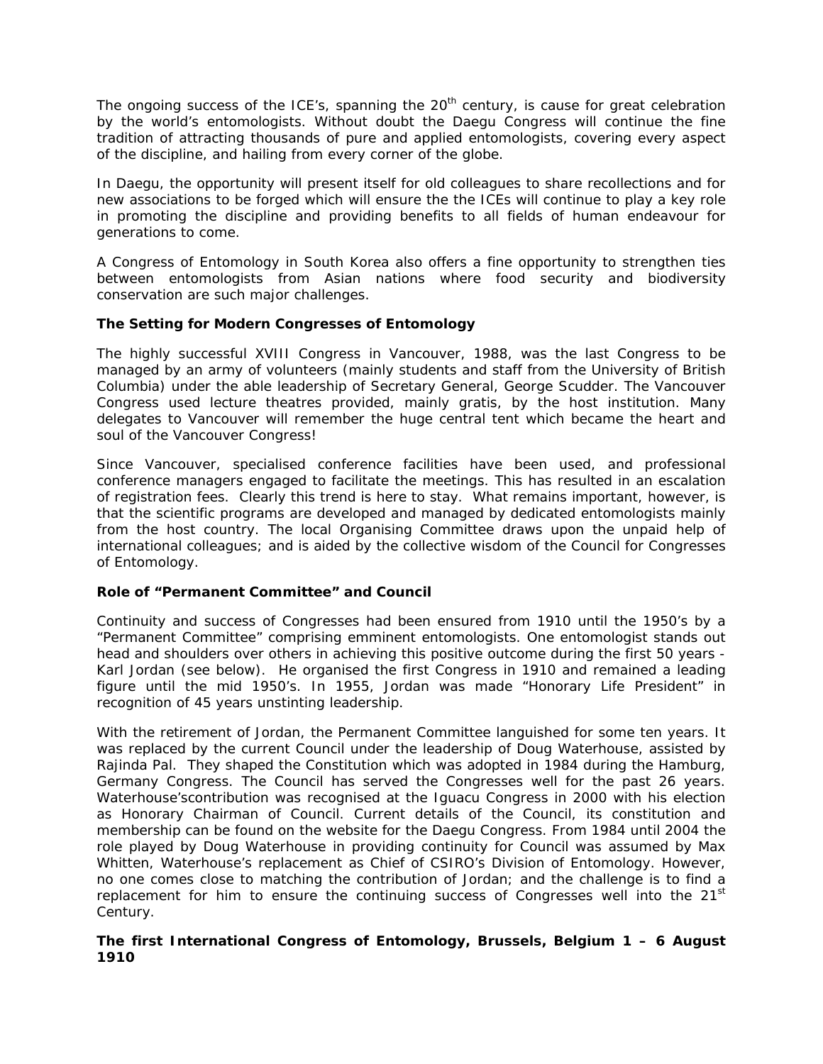The ongoing success of the ICE's, spanning the 20th century, is cause for great celebration by the world's entomologists. Without doubt the Daegu Congress will continue the fine tradition of attracting thousands of pure and applied entomologists, covering every aspect of the discipline, and hailing from every corner of the globe.

In Daegu, the opportunity will present itself for old colleagues to share recollections and for new associations to be forged which will ensure the the ICEs will continue to play a key role in promoting the discipline and providing benefits to all fields of human endeavour for generations to come.

A Congress of Entomology in South Korea also offers a fine opportunity to strengthen ties between entomologists from Asian nations where food security and biodiversity conservation are such major challenges.

**The Setting for Modern Congresses of Entomology**

The highly successful XVIII Congress in Vancouver, 1988, was the last Congress to be managed by an army of volunteers (mainly students and staff from the University of British Columbia) under the able leadership of Secretary General, George Scudder. The Vancouver Congress used lecture theatres provided, mainly gratis, by the host institution. Many delegates to Vancouver will remember the huge central tent which became the heart and soul of the Vancouver Congress!

Since Vancouver, specialised conference facilities have been used, and professional conference managers engaged to facilitate the meetings. This has resulted in an escalation of registration fees. Clearly this trend is here to stay. What remains important, however, is that the scientific programs are developed and managed by dedicated entomologists mainly from the host country. The local Organising Committee draws upon the unpaid help of international colleagues; and is aided by the collective wisdom of the Council for Congresses of Entomology.

**Role of "Permanent Committee" and Council**

Continuity and success of Congresses had been ensured from 1910 until the 1950's by a "Permanent Committee" comprising emminent entomologists. One entomologist stands out head and shoulders over others in achieving this positive outcome during the first 50 years - Karl Jordan (see below). He organised the first Congress in 1910 and remained a leading figure until the mid 1950's. In 1955, Jordan was made "Honorary Life President" in recognition of 45 years unstinting leadership.

With the retirement of Jordan, the Permanent Committee languished for some ten years. It was replaced by the current Council under the leadership of Doug Waterhouse, assisted by Rajinda Pal. They shaped the Constitution which was adopted in 1984 during the Hamburg, Germany Congress. The Council has served the Congresses well for the past 26 years. Waterhouse'scontribution was recognised at the Iguacu Congress in 2000 with his election as Honorary Chairman of Council. Current details of the Council, its constitution and membership can be found on the website for the Daegu Congress. From 1984 until 2004 the role played by Doug Waterhouse in providing continuity for Council was assumed by Max Whitten, Waterhouse's replacement as Chief of CSIRO's Division of Entomology. However, no one comes close to matching the contribution of Jordan; and the challenge is to find a replacement for him to ensure the continuing success of Congresses well into the 21st Century.

**The first International Congress of Entomology, Brussels, Belgium 1 – 6 August 1910**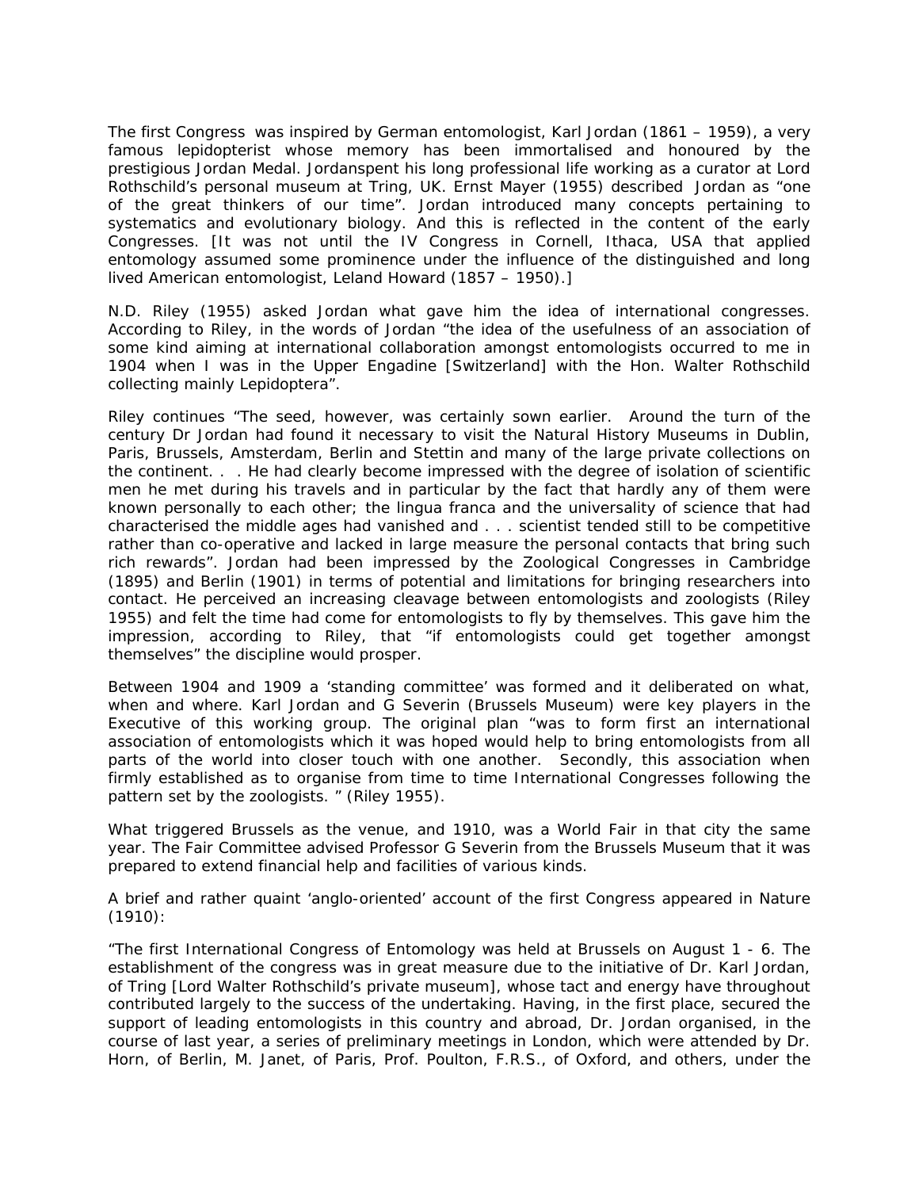The first Congress was inspired by German entomologist, Karl Jordan (1861 – 1959), a very famous lepidopterist whose memory has been immortalised and honoured by the prestigious Jordan Medal. Jordanspent his long professional life working as a curator at Lord Rothschild's personal museum at Tring, UK. Ernst Mayer (1955) described Jordan as "one of the great thinkers of our time". Jordan introduced many concepts pertaining to systematics and evolutionary biology. And this is reflected in the content of the early Congresses. [It was not until the IV Congress in Cornell, Ithaca, USA that applied entomology assumed some prominence under the influence of the distinguished and long lived American entomologist, Leland Howard (1857 – 1950).]

N.D. Riley (1955) asked Jordan what gave him the idea of international congresses. According to Riley, in the words of Jordan "the idea of the usefulness of an association of some kind aiming at international collaboration amongst entomologists occurred to me in 1904 when I was in the Upper Engadine [Switzerland] with the Hon. Walter Rothschild collecting mainly Lepidoptera".

Riley continues "The seed, however, was certainly sown earlier. Around the turn of the century Dr Jordan had found it necessary to visit the Natural History Museums in Dublin, Paris, Brussels, Amsterdam, Berlin and Stettin and many of the large private collections on the continent. . . He had clearly become impressed with the degree of isolation of scientific men he met during his travels and in particular by the fact that hardly any of them were known personally to each other; the lingua franca and the universality of science that had characterised the middle ages had vanished and . . . scientist tended still to be competitive rather than co-operative and lacked in large measure the personal contacts that bring such rich rewards". Jordan had been impressed by the Zoological Congresses in Cambridge (1895) and Berlin (1901) in terms of potential and limitations for bringing researchers into contact. He perceived an increasing cleavage between entomologists and zoologists (Riley 1955) and felt the time had come for entomologists to fly by themselves. This gave him the impression, according to Riley, that "if entomologists could get together amongst themselves" the discipline would prosper.

Between 1904 and 1909 a 'standing committee' was formed and it deliberated on what, when and where. Karl Jordan and G Severin (Brussels Museum) were key players in the Executive of this working group. The original plan "was to form first an international association of entomologists which it was hoped would help to bring entomologists from all parts of the world into closer touch with one another. Secondly, this association when firmly established as to organise from time to time International Congresses following the pattern set by the zoologists. " (Riley 1955).

What triggered Brussels as the venue, and 1910, was a World Fair in that city the same year. The Fair Committee advised Professor G Severin from the Brussels Museum that it was prepared to extend financial help and facilities of various kinds.

A brief and rather quaint 'anglo-oriented' account of the first Congress appeared in Nature (1910):

"The first International Congress of Entomology was held at Brussels on August 1 - 6. The establishment of the congress was in great measure due to the initiative of Dr. Karl Jordan, of Tring [Lord Walter Rothschild's private museum], whose tact and energy have throughout contributed largely to the success of the undertaking. Having, in the first place, secured the support of leading entomologists in this country and abroad, Dr. Jordan organised, in the course of last year, a series of preliminary meetings in London, which were attended by Dr. Horn, of Berlin, M. Janet, of Paris, Prof. Poulton, F.R.S., of Oxford, and others, under the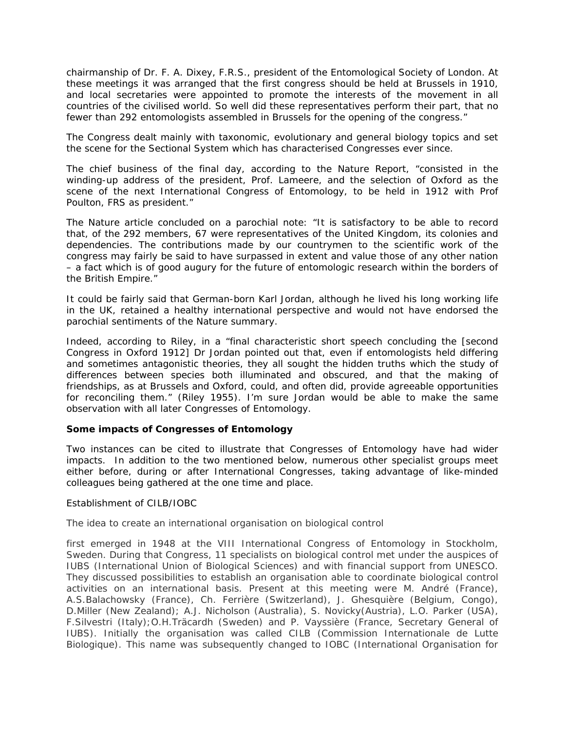chairmanship of Dr. F. A. Dixey, F.R.S., president of the Entomological Society of London. At these meetings it was arranged that the first congress should be held at Brussels in 1910, and local secretaries were appointed to promote the interests of the movement in all countries of the civilised world. So well did these representatives perform their part, that no fewer than 292 entomologists assembled in Brussels for the opening of the congress."

The Congress dealt mainly with taxonomic, evolutionary and general biology topics and set the scene for the Sectional System which has characterised Congresses ever since.

The chief business of the final day, according to the Nature Report, "consisted in the winding-up address of the president, Prof. Lameere, and the selection of Oxford as the scene of the next International Congress of Entomology, to be held in 1912 with Prof Poulton, FRS as president."

The Nature article concluded on a parochial note: "It is satisfactory to be able to record that, of the 292 members, 67 were representatives of the United Kingdom, its colonies and dependencies. The contributions made by our countrymen to the scientific work of the congress may fairly be said to have surpassed in extent and value those of any other nation – a fact which is of good augury for the future of entomologic research within the borders of the British Empire."

It could be fairly said that German-born Karl Jordan, although he lived his long working life in the UK, retained a healthy international perspective and would not have endorsed the parochial sentiments of the Nature summary.

Indeed, according to Riley, in a "final characteristic short speech concluding the [second Congress in Oxford 1912] Dr Jordan pointed out that, even if entomologists held differing and sometimes antagonistic theories, they all sought the hidden truths which the study of differences between species both illuminated and obscured, and that the making of friendships, as at Brussels and Oxford, could, and often did, provide agreeable opportunities for reconciling them." (Riley 1955). I'm sure Jordan would be able to make the same observation with all later Congresses of Entomology.

**Some impacts of Congresses of Entomology**

Two instances can be cited to illustrate that Congresses of Entomology have had wider impacts. In addition to the two mentioned below, numerous other specialist groups meet either before, during or after International Congresses, taking advantage of like-minded colleagues being gathered at the one time and place.

Establishment of CILB/IOBC

The idea to create an international organisation on biological control

first emerged in 1948 at the VIII International Congress of Entomology in Stockholm, Sweden. During that Congress, 11 specialists on biological control met under the auspices of IUBS (International Union of Biological Sciences) and with financial support from UNESCO. They discussed possibilities to establish an organisation able to coordinate biological control activities on an international basis. Present at this meeting were M. André (France), A.S.Balachowsky (France), Ch. Ferrière (Switzerland), J. Ghesquière (Belgium, Congo), D.Miller (New Zealand); A.J. Nicholson (Australia), S. Novicky(Austria), L.O. Parker (USA), F.Silvestri (Italy);O.H.Träcardh (Sweden) and P. Vayssière (France, Secretary General of IUBS). Initially the organisation was called CILB (Commission Internationale de Lutte Biologique). This name was subsequently changed to IOBC (International Organisation for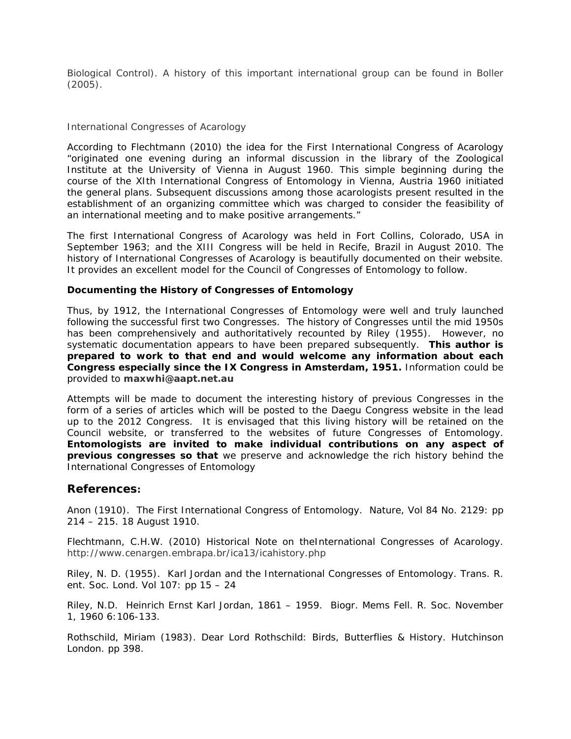Biological Control). A history of this important international group can be found in Boller (2005).

### International Congresses of Acarology

According to Flechtmann (2010) the idea for the First International Congress of Acarology "originated one evening during an informal discussion in the library of the Zoological Institute at the University of Vienna in August 1960. This simple beginning during the course of the XIth International Congress of Entomology in Vienna, Austria 1960 initiated the general plans. Subsequent discussions among those acarologists present resulted in the establishment of an organizing committee which was charged to consider the feasibility of an international meeting and to make positive arrangements."

The first International Congress of Acarology was held in Fort Collins, Colorado, USA in September 1963; and the XIII Congress will be held in Recife, Brazil in August 2010. The history of International Congresses of Acarology is beautifully documented on their website. It provides an excellent model for the Council of Congresses of Entomology to follow.

### Documenting the History of Congresses of Entomology

Thus, by 1912, the International Congresses of Entomology were well and truly launched following the successful first two Congresses. The history of Congresses until the mid 1950s has been comprehensively and authoritatively recounted by Riley (1955). However, no systematic documentation appears to have been prepared subsequently. **This author is prepared to work to that end and would welcome any information about each Congress especially since the IX Congress in Amsterdam, 1951.** Information could be provided to **maxwhi@aapt.net.au**

Attempts will be made to document the interesting history of previous Congresses in the form of a series of articles which will be posted to the Daegu Congress website in the lead up to the 2012 Congress. It is envisaged that this living history will be retained on the Council website, or transferred to the websites of future Congresses of Entomology. **Entomologists are invited to make individual contributions on any aspect of previous congresses so that** we preserve and acknowledge the rich history behind the International Congresses of Entomology

## References:

Anon (1910). The First International Congress of Entomology. Nature, Vol 84 No. 2129: pp 214 – 215. 18 August 1910.

Flechtmann, C.H.W. (2010) Historical Note on theInternational Congresses of Acarology. http://www.cenargen.embrapa.br/ica13/icahistory.php

Riley, N. D. (1955). Karl Jordan and the International Congresses of Entomology. Trans. R. ent. Soc. Lond. Vol 107: pp 15 – 24

Riley, N.D. Heinrich Ernst Karl Jordan, 1861 – 1959. Biogr. Mems Fell. R. Soc. November 1, 1960 6:106-133.

Rothschild, Miriam (1983). Dear Lord Rothschild: Birds, Butterflies & History. Hutchinson London. pp 398.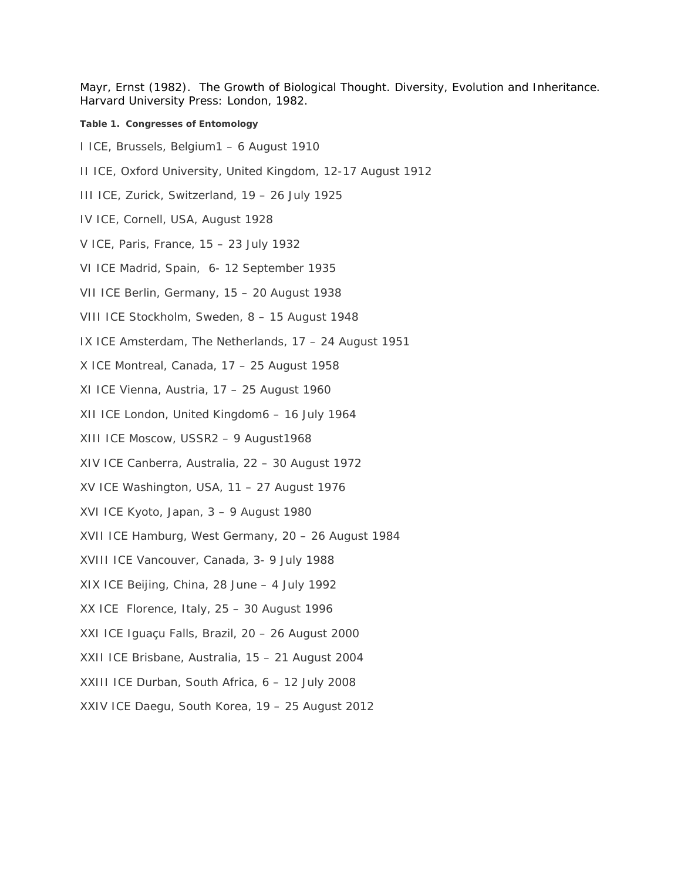Mayr, Ernst (1982). The Growth of Biological Thought. Diversity, Evolution and Inheritance. Harvard University Press: London, 1982.

**Table 1. Congresses of Entomology**

I ICE, Brussels, Belgium1 – 6 August 1910

II ICE, Oxford University, United Kingdom, 12-17 August 1912

III ICE, Zurick, Switzerland, 19 – 26 July 1925

IV ICE, Cornell, USA, August 1928

V ICE, Paris, France, 15 – 23 July 1932

VI ICE Madrid, Spain, 6- 12 September 1935

VII ICE Berlin, Germany, 15 – 20 August 1938

VIII ICE Stockholm, Sweden, 8 – 15 August 1948

IX ICE Amsterdam, The Netherlands, 17 – 24 August 1951

X ICE Montreal, Canada, 17 – 25 August 1958

XI ICE Vienna, Austria, 17 – 25 August 1960

XII ICE London, United Kingdom6 – 16 July 1964

XIII ICE Moscow, USSR2 – 9 August1968

XIV ICE Canberra, Australia, 22 – 30 August 1972

XV ICE Washington, USA, 11 – 27 August 1976

XVI ICE Kyoto, Japan, 3 – 9 August 1980

XVII ICE Hamburg, West Germany, 20 – 26 August 1984

XVIII ICE Vancouver, Canada, 3- 9 July 1988

XIX ICE Beijing, China, 28 June – 4 July 1992

XX ICE Florence, Italy, 25 – 30 August 1996

XXI ICE Iguaçu Falls, Brazil, 20 – 26 August 2000

XXII ICE Brisbane, Australia, 15 – 21 August 2004

XXIII ICE Durban, South Africa, 6 – 12 July 2008

XXIV ICE Daegu, South Korea, 19 – 25 August 2012